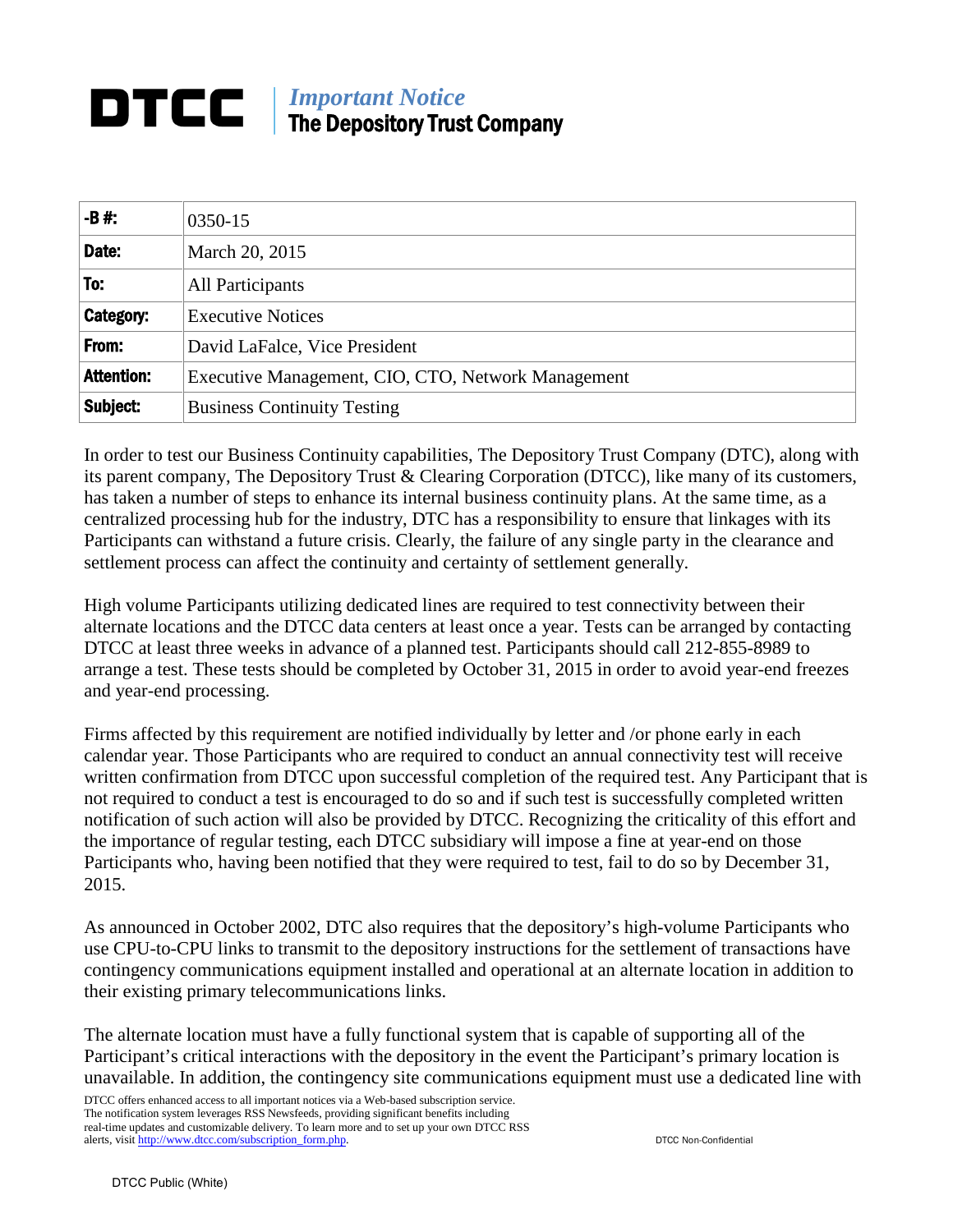# DTCC | *Important Notice*
## The Depository Trust Company

| -B #: | 0350-15 |
|---|---|
| Date: | March 20, 2015 |
| To: | All Participants |
| Category: | Executive Notices |
| From: | David LaFalce, Vice President |
| Attention: | Executive Management, CIO, CTO, Network Management |
| Subject: | Business Continuity Testing |

In order to test our Business Continuity capabilities, The Depository Trust Company (DTC), along with its parent company, The Depository Trust & Clearing Corporation (DTCC), like many of its customers, has taken a number of steps to enhance its internal business continuity plans. At the same time, as a centralized processing hub for the industry, DTC has a responsibility to ensure that linkages with its Participants can withstand a future crisis. Clearly, the failure of any single party in the clearance and settlement process can affect the continuity and certainty of settlement generally.

High volume Participants utilizing dedicated lines are required to test connectivity between their alternate locations and the DTCC data centers at least once a year. Tests can be arranged by contacting DTCC at least three weeks in advance of a planned test. Participants should call 212-855-8989 to arrange a test. These tests should be completed by October 31, 2015 in order to avoid year-end freezes and year-end processing.

Firms affected by this requirement are notified individually by letter and /or phone early in each calendar year. Those Participants who are required to conduct an annual connectivity test will receive written confirmation from DTCC upon successful completion of the required test. Any Participant that is not required to conduct a test is encouraged to do so and if such test is successfully completed written notification of such action will also be provided by DTCC. Recognizing the criticality of this effort and the importance of regular testing, each DTCC subsidiary will impose a fine at year-end on those Participants who, having been notified that they were required to test, fail to do so by December 31, 2015.

As announced in October 2002, DTC also requires that the depository's high-volume Participants who use CPU-to-CPU links to transmit to the depository instructions for the settlement of transactions have contingency communications equipment installed and operational at an alternate location in addition to their existing primary telecommunications links.

The alternate location must have a fully functional system that is capable of supporting all of the Participant's critical interactions with the depository in the event the Participant's primary location is unavailable. In addition, the contingency site communications equipment must use a dedicated line with

DTCC offers enhanced access to all important notices via a Web-based subscription service. The notification system leverages RSS Newsfeeds, providing significant benefits including real-time updates and customizable delivery. To learn more and to set up your own DTCC RSS alerts, visit http://www.dtcc.com/subscription_form.php.

DTCC Non-Confidential

DTCC Public (White)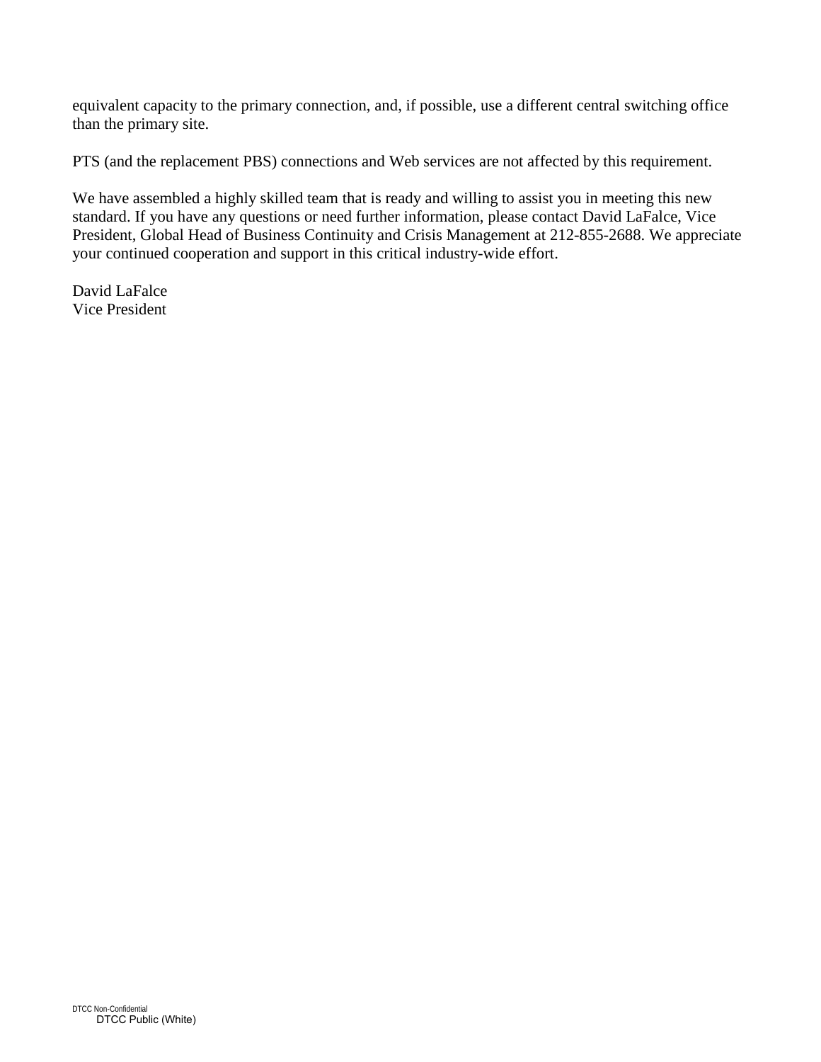equivalent capacity to the primary connection, and, if possible, use a different central switching office than the primary site.

PTS (and the replacement PBS) connections and Web services are not affected by this requirement.

We have assembled a highly skilled team that is ready and willing to assist you in meeting this new standard. If you have any questions or need further information, please contact David LaFalce, Vice President, Global Head of Business Continuity and Crisis Management at 212-855-2688. We appreciate your continued cooperation and support in this critical industry-wide effort.

David LaFalce
Vice President